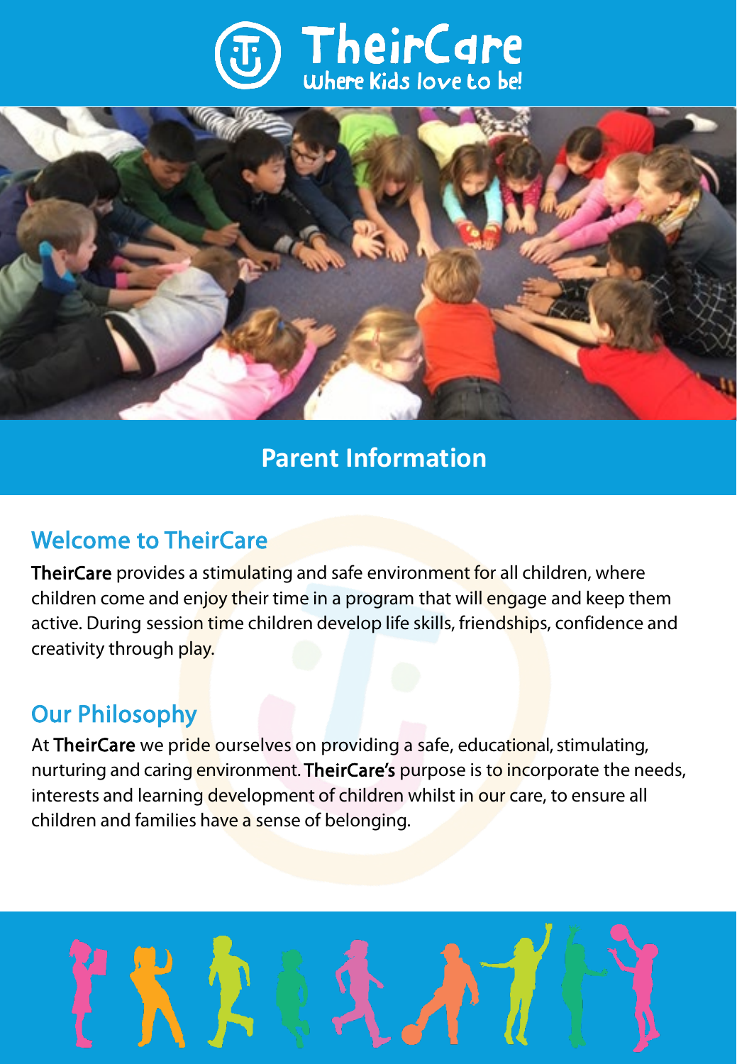# TheirCare

Where Kids love to be!

## Parent Information

### Welcome to TheirCare

**TheirCare** provides a stimulating and safe environment for all children, where children come and enjoy their time in a program that will engage and keep them active. During session time children develop life skills, friendships, confidence and creativity through play.

### Our Philosophy

At **TheirCare** we pride ourselves on providing a safe, educational, stimulating, nurturing and caring environment. **TheirCare's** purpose is to incorporate the needs, interests and learning development of children whilst in our care, to ensure all children and families have a sense of belonging.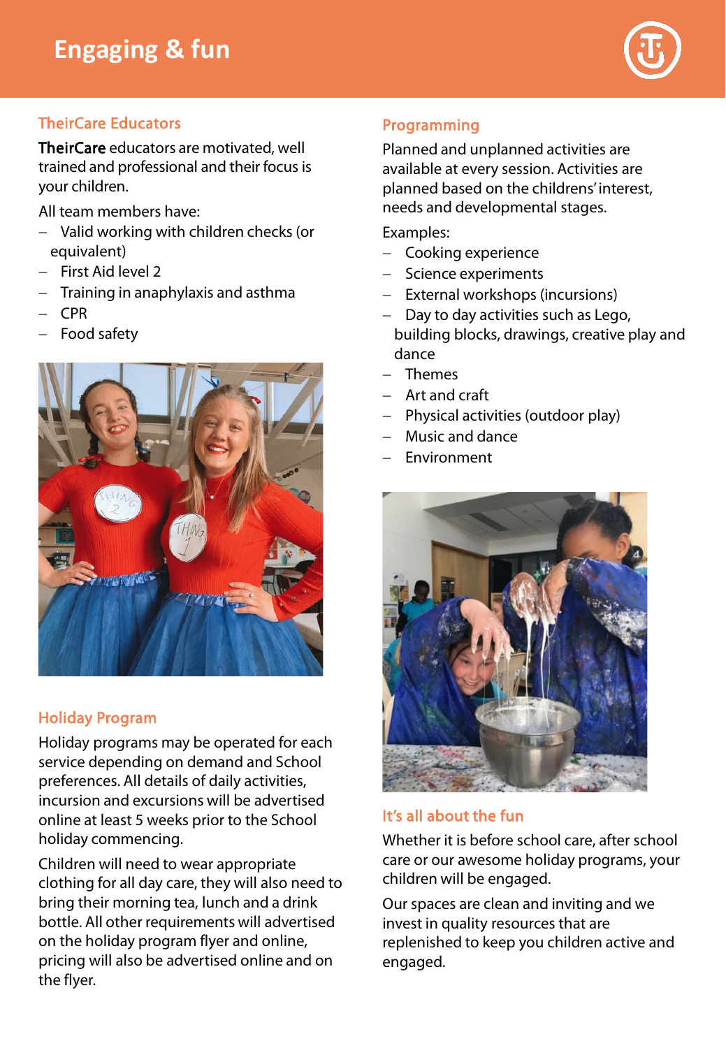# Engaging & fun

## TheirCare Educators

**TheirCare** educators are motivated, well trained and professional and their focus is your children.

All team members have:

- Valid working with children checks (or equivalent)
- First Aid level 2
- Training in anaphylaxis and asthma
- CPR
- Food safety

## Holiday Program

Holiday programs may be operated for each service depending on demand and School preferences. All details of daily activities, incursion and excursions will be advertised online at least 5 weeks prior to the School holiday commencing.

Children will need to wear appropriate clothing for all day care, they will also need to bring their morning tea, lunch and a drink bottle. All other requirements will advertised on the holiday program flyer and online, pricing will also be advertised online and on the flyer.

## Programming

Planned and unplanned activities are available at every session. Activities are planned based on the childrens' interest, needs and developmental stages.

Examples:

- Cooking experience
- Science experiments
- External workshops (incursions)
- Day to day activities such as Lego, building blocks, drawings, creative play and dance
- Themes
- Art and craft
- Physical activities (outdoor play)
- Music and dance
- Environment

## It's all about the fun

Whether it is before school care, after school care or our awesome holiday programs, your children will be engaged.

Our spaces are clean and inviting and we invest in quality resources that are replenished to keep you children active and engaged.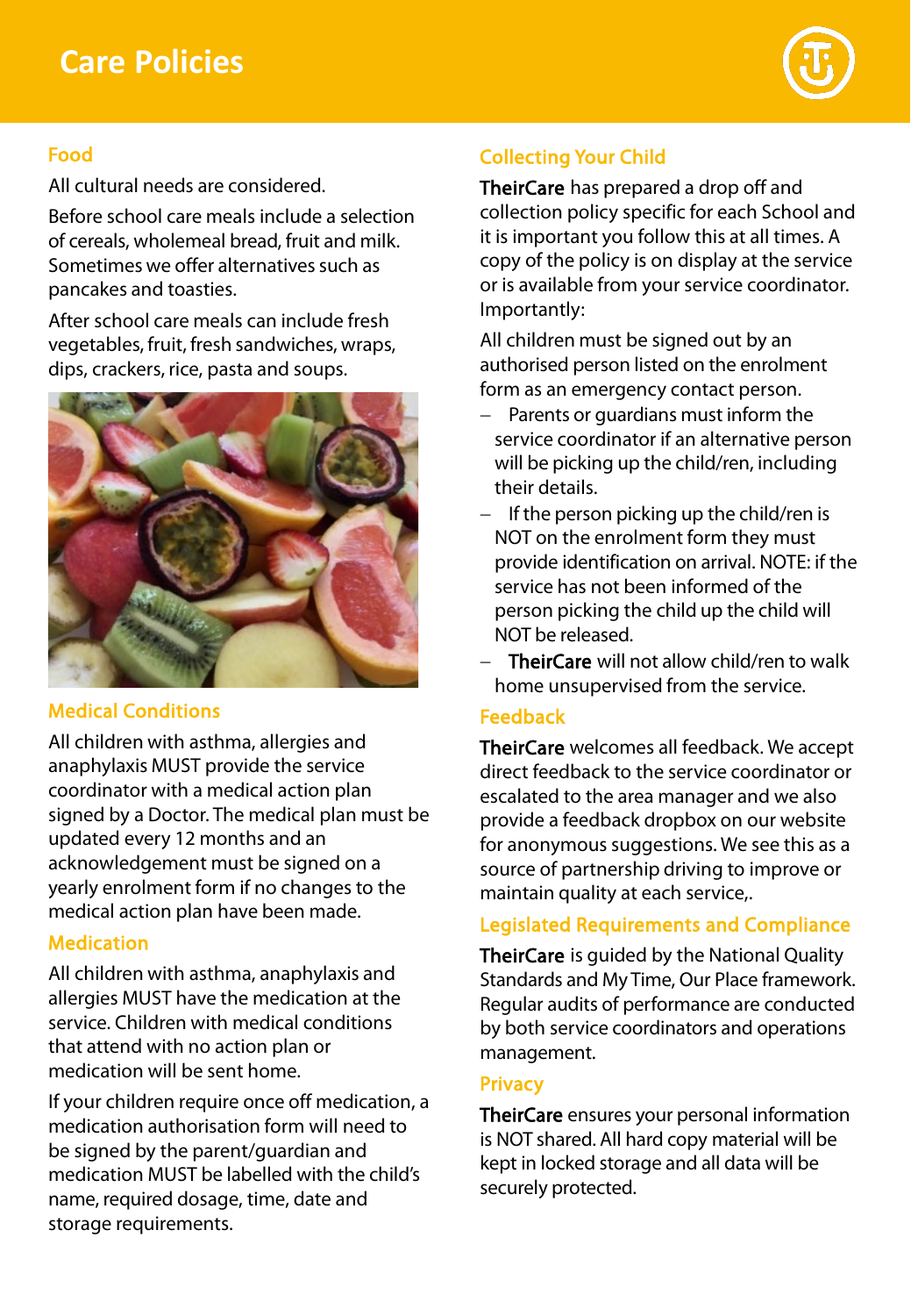# Care Policies

## Food

All cultural needs are considered.

Before school care meals include a selection of cereals, wholemeal bread, fruit and milk. Sometimes we offer alternatives such as pancakes and toasties.

After school care meals can include fresh vegetables, fruit, fresh sandwiches, wraps, dips, crackers, rice, pasta and soups.

## Medical Conditions

All children with asthma, allergies and anaphylaxis MUST provide the service coordinator with a medical action plan signed by a Doctor. The medical plan must be updated every 12 months and an acknowledgement must be signed on a yearly enrolment form if no changes to the medical action plan have been made.

## Medication

All children with asthma, anaphylaxis and allergies MUST have the medication at the service. Children with medical conditions that attend with no action plan or medication will be sent home.

If your children require once off medication, a medication authorisation form will need to be signed by the parent/guardian and medication MUST be labelled with the child's name, required dosage, time, date and storage requirements.

## Collecting Your Child

**TheirCare** has prepared a drop off and collection policy specific for each School and it is important you follow this at all times. A copy of the policy is on display at the service or is available from your service coordinator. Importantly:

All children must be signed out by an authorised person listed on the enrolment form as an emergency contact person.

- Parents or guardians must inform the service coordinator if an alternative person will be picking up the child/ren, including their details.
- If the person picking up the child/ren is NOT on the enrolment form they must provide identification on arrival. NOTE: if the service has not been informed of the person picking the child up the child will NOT be released.
- **TheirCare** will not allow child/ren to walk home unsupervised from the service.

## Feedback

**TheirCare** welcomes all feedback. We accept direct feedback to the service coordinator or escalated to the area manager and we also provide a feedback dropbox on our website for anonymous suggestions. We see this as a source of partnership driving to improve or maintain quality at each service,.

## Legislated Requirements and Compliance

**TheirCare** is guided by the National Quality Standards and My Time, Our Place framework. Regular audits of performance are conducted by both service coordinators and operations management.

## Privacy

**TheirCare** ensures your personal information is NOT shared. All hard copy material will be kept in locked storage and all data will be securely protected.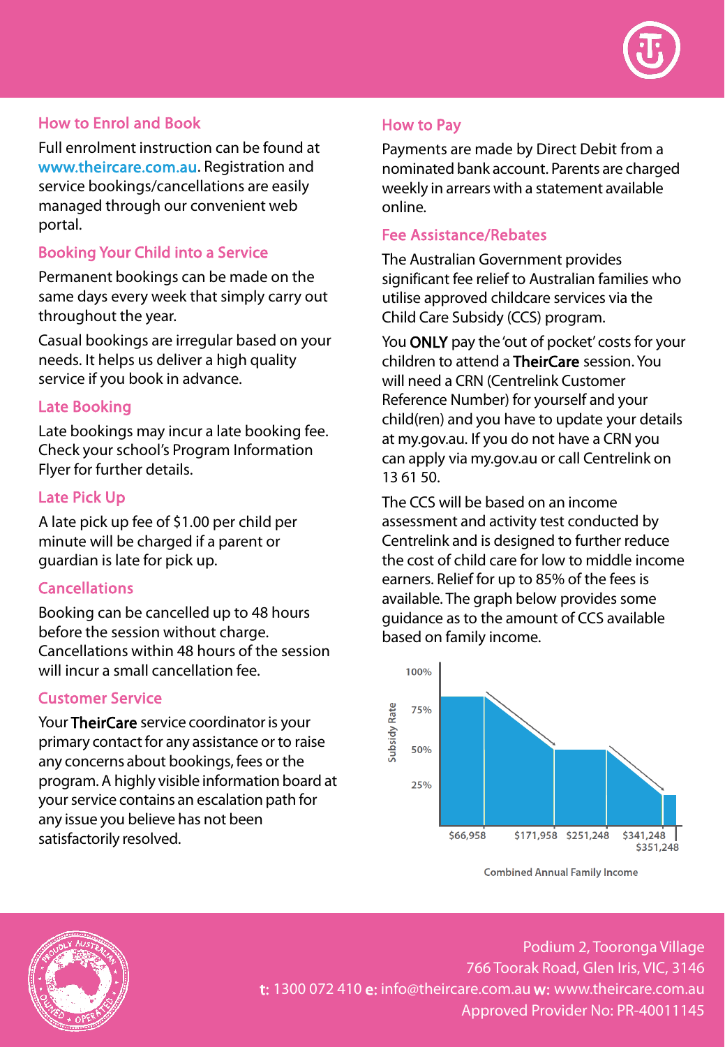## How to Enrol and Book

Full enrolment instruction can be found at www.theircare.com.au. Registration and service bookings/cancellations are easily managed through our convenient web portal.

## Booking Your Child into a Service

Permanent bookings can be made on the same days every week that simply carry out throughout the year.

Casual bookings are irregular based on your needs. It helps us deliver a high quality service if you book in advance.

## Late Booking

Late bookings may incur a late booking fee. Check your school's Program Information Flyer for further details.

## Late Pick Up

A late pick up fee of $1.00 per child per minute will be charged if a parent or guardian is late for pick up.

## Cancellations

Booking can be cancelled up to 48 hours before the session without charge. Cancellations within 48 hours of the session will incur a small cancellation fee.

## Customer Service

Your **TheirCare** service coordinator is your primary contact for any assistance or to raise any concerns about bookings, fees or the program. A highly visible information board at your service contains an escalation path for any issue you believe has not been satisfactorily resolved.

## How to Pay

Payments are made by Direct Debit from a nominated bank account. Parents are charged weekly in arrears with a statement available online.

## Fee Assistance/Rebates

The Australian Government provides significant fee relief to Australian families who utilise approved childcare services via the Child Care Subsidy (CCS) program.

You **ONLY** pay the 'out of pocket' costs for your children to attend a **TheirCare** session. You will need a CRN (Centrelink Customer Reference Number) for yourself and your child(ren) and you have to update your details at my.gov.au. If you do not have a CRN you can apply via my.gov.au or call Centrelink on 13 61 50.

The CCS will be based on an income assessment and activity test conducted by Centrelink and is designed to further reduce the cost of child care for low to middle income earners. Relief for up to 85% of the fees is available. The graph below provides some guidance as to the amount of CCS available based on family income.

Subsidy Rate

100%
75%
50%
25%

$66,958
$171,958
$251,248
$341,248
$351,248

Combined Annual Family Income

Podium 2, Tooronga Village
766 Toorak Road, Glen Iris, VIC, 3146
t: 1300 072 410 e: info@theircare.com.au w: www.theircare.com.au
Approved Provider No: PR-40011145